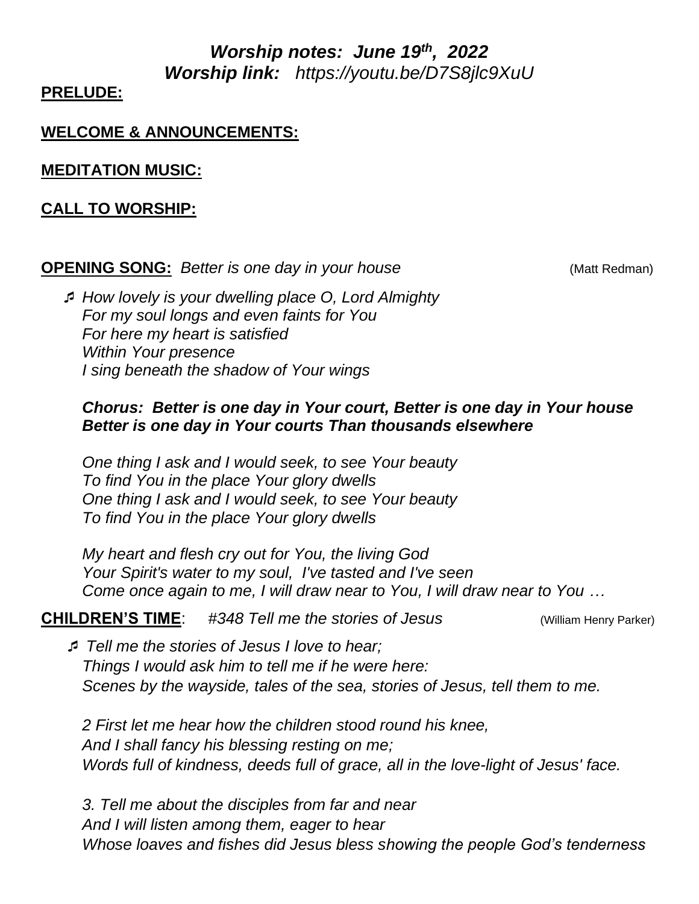# *Worship notes: June 19th, 2022*
## *Worship link: https://youtu.be/D7S8jlc9XuU*

**PRELUDE:**

**WELCOME & ANNOUNCEMENTS:**

**MEDITATION MUSIC:**

**CALL TO WORSHIP:**

**OPENING SONG:** *Better is one day in your house* (Matt Redman)

♬ *How lovely is your dwelling place O, Lord Almighty*
*For my soul longs and even faints for You*
*For here my heart is satisfied*
*Within Your presence*
*I sing beneath the shadow of Your wings*

***Chorus: Better is one day in Your court, Better is one day in Your house***
***Better is one day in Your courts Than thousands elsewhere***

*One thing I ask and I would seek, to see Your beauty*
*To find You in the place Your glory dwells*
*One thing I ask and I would seek, to see Your beauty*
*To find You in the place Your glory dwells*

*My heart and flesh cry out for You, the living God*
*Your Spirit's water to my soul, I've tasted and I've seen*
*Come once again to me, I will draw near to You, I will draw near to You …*

**CHILDREN'S TIME**: *#348 Tell me the stories of Jesus* (William Henry Parker)

♬ *Tell me the stories of Jesus I love to hear;*
*Things I would ask him to tell me if he were here:*
*Scenes by the wayside, tales of the sea, stories of Jesus, tell them to me.*

*2 First let me hear how the children stood round his knee,*
*And I shall fancy his blessing resting on me;*
*Words full of kindness, deeds full of grace, all in the love-light of Jesus' face.*

*3. Tell me about the disciples from far and near*
*And I will listen among them, eager to hear*
*Whose loaves and fishes did Jesus bless showing the people God's tenderness*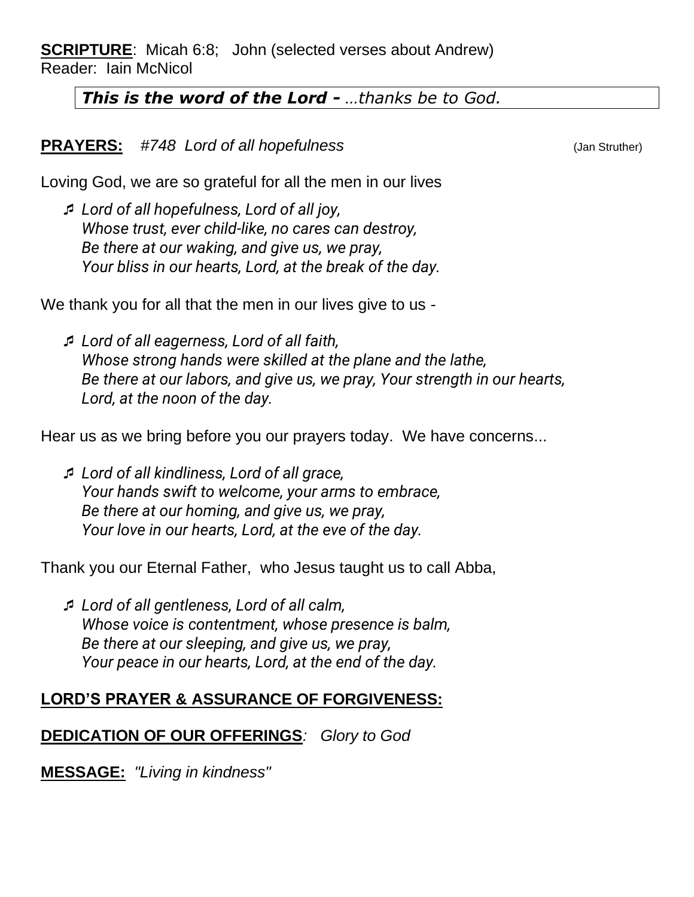**SCRIPTURE**: Micah 6:8; John (selected verses about Andrew)
Reader: Iain McNicol

***This is the word of the Lord -*** *...thanks be to God.*

**PRAYERS:** *#748 Lord of all hopefulness* (Jan Struther)

Loving God, we are so grateful for all the men in our lives

♬ *Lord of all hopefulness, Lord of all joy,*
*Whose trust, ever child-like, no cares can destroy,*
*Be there at our waking, and give us, we pray,*
*Your bliss in our hearts, Lord, at the break of the day.*

We thank you for all that the men in our lives give to us -

♬ *Lord of all eagerness, Lord of all faith,*
*Whose strong hands were skilled at the plane and the lathe,*
*Be there at our labors, and give us, we pray, Your strength in our hearts,*
*Lord, at the noon of the day.*

Hear us as we bring before you our prayers today. We have concerns...

♬ *Lord of all kindliness, Lord of all grace,*
*Your hands swift to welcome, your arms to embrace,*
*Be there at our homing, and give us, we pray,*
*Your love in our hearts, Lord, at the eve of the day.*

Thank you our Eternal Father, who Jesus taught us to call Abba,

♬ *Lord of all gentleness, Lord of all calm,*
*Whose voice is contentment, whose presence is balm,*
*Be there at our sleeping, and give us, we pray,*
*Your peace in our hearts, Lord, at the end of the day.*

**LORD'S PRAYER & ASSURANCE OF FORGIVENESS:**

**DEDICATION OF OUR OFFERINGS***: Glory to God*

**MESSAGE:** *"Living in kindness"*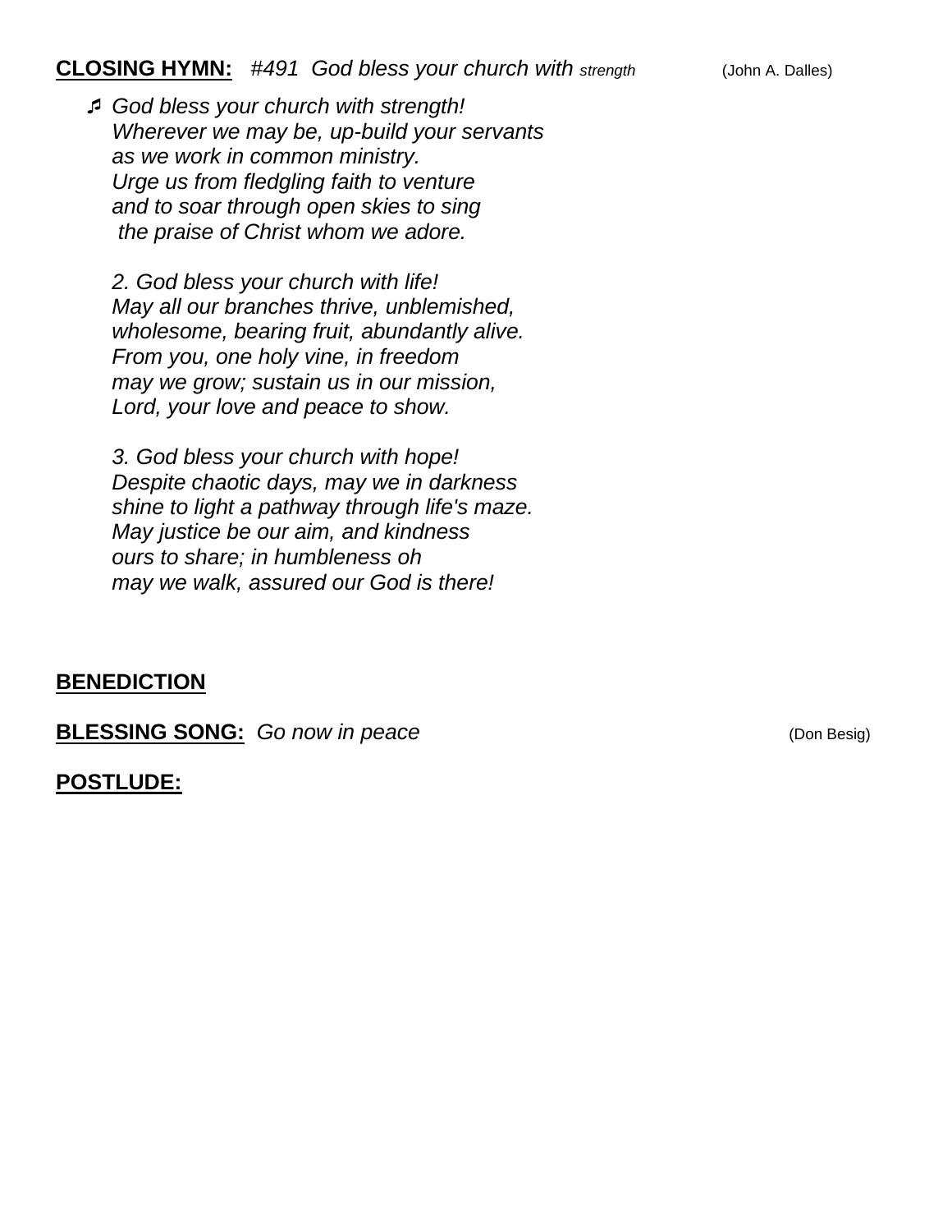**CLOSING HYMN:** *#491 God bless your church with strength* (John A. Dalles)

♬ *God bless your church with strength!*
*Wherever we may be, up-build your servants*
*as we work in common ministry.*
*Urge us from fledgling faith to venture*
*and to soar through open skies to sing*
*the praise of Christ whom we adore.*

*2. God bless your church with life!*
*May all our branches thrive, unblemished,*
*wholesome, bearing fruit, abundantly alive.*
*From you, one holy vine, in freedom*
*may we grow; sustain us in our mission,*
*Lord, your love and peace to show.*

*3. God bless your church with hope!*
*Despite chaotic days, may we in darkness*
*shine to light a pathway through life's maze.*
*May justice be our aim, and kindness*
*ours to share; in humbleness oh*
*may we walk, assured our God is there!*

**BENEDICTION**

**BLESSING SONG:** *Go now in peace* (Don Besig)

**POSTLUDE:**